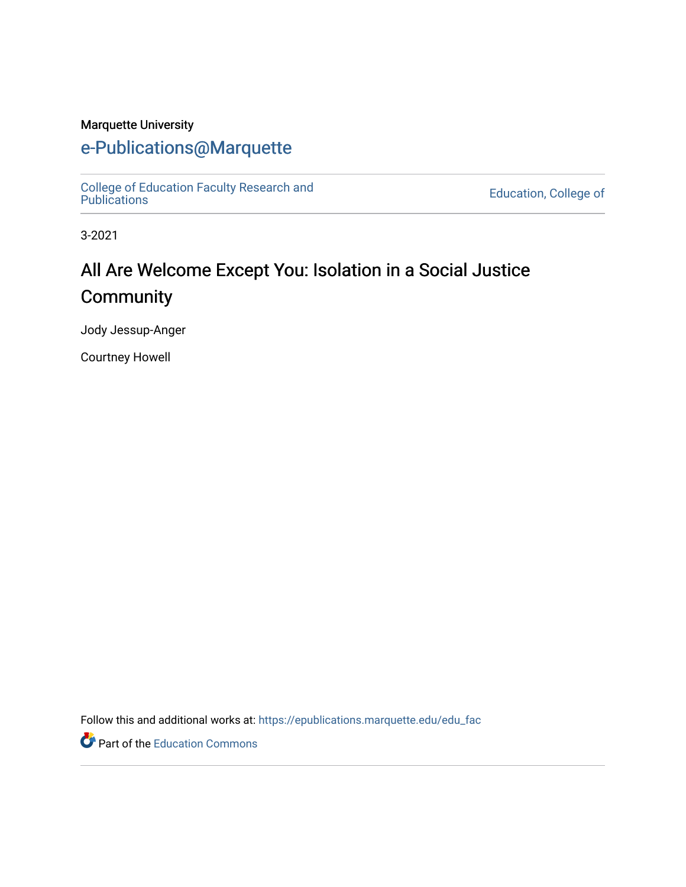Marquette University

# e-Publications@Marquette

College of Education Faculty Research and Publications

Education, College of

3-2021

## All Are Welcome Except You: Isolation in a Social Justice Community

Jody Jessup-Anger

Courtney Howell

Follow this and additional works at: https://epublications.marquette.edu/edu_fac

Part of the Education Commons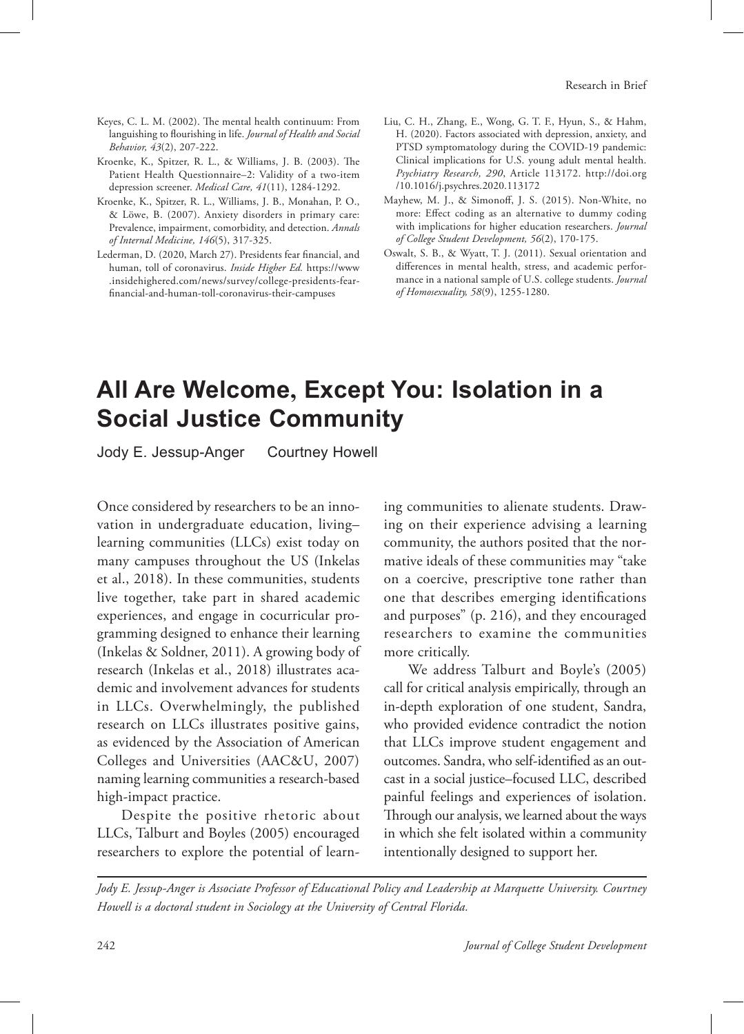Keyes, C. L. M. (2002). The mental health continuum: From languishing to flourishing in life. *Journal of Health and Social Behavior, 43*(2), 207-222.

Kroenke, K., Spitzer, R. L., & Williams, J. B. (2003). The Patient Health Questionnaire–2: Validity of a two-item depression screener. *Medical Care, 41*(11), 1284-1292.

Kroenke, K., Spitzer, R. L., Williams, J. B., Monahan, P. O., & Löwe, B. (2007). Anxiety disorders in primary care: Prevalence, impairment, comorbidity, and detection. *Annals of Internal Medicine, 146*(5), 317-325.

Lederman, D. (2020, March 27). Presidents fear financial, and human, toll of coronavirus. *Inside Higher Ed.* https://www.insidehighered.com/news/survey/college-presidents-fear-financial-and-human-toll-coronavirus-their-campuses

Liu, C. H., Zhang, E., Wong, G. T. F., Hyun, S., & Hahm, H. (2020). Factors associated with depression, anxiety, and PTSD symptomatology during the COVID-19 pandemic: Clinical implications for U.S. young adult mental health. *Psychiatry Research, 290*, Article 113172. http://doi.org/10.1016/j.psychres.2020.113172

Mayhew, M. J., & Simonoff, J. S. (2015). Non-White, no more: Effect coding as an alternative to dummy coding with implications for higher education researchers. *Journal of College Student Development, 56*(2), 170-175.

Oswalt, S. B., & Wyatt, T. J. (2011). Sexual orientation and differences in mental health, stress, and academic performance in a national sample of U.S. college students. *Journal of Homosexuality, 58*(9), 1255-1280.

# All Are Welcome, Except You: Isolation in a Social Justice Community

Jody E. Jessup-Anger    Courtney Howell

Once considered by researchers to be an innovation in undergraduate education, living–learning communities (LLCs) exist today on many campuses throughout the US (Inkelas et al., 2018). In these communities, students live together, take part in shared academic experiences, and engage in cocurricular programming designed to enhance their learning (Inkelas & Soldner, 2011). A growing body of research (Inkelas et al., 2018) illustrates academic and involvement advances for students in LLCs. Overwhelmingly, the published research on LLCs illustrates positive gains, as evidenced by the Association of American Colleges and Universities (AAC&U, 2007) naming learning communities a research-based high-impact practice.

Despite the positive rhetoric about LLCs, Talburt and Boyles (2005) encouraged researchers to explore the potential of learning communities to alienate students. Drawing on their experience advising a learning community, the authors posited that the normative ideals of these communities may "take on a coercive, prescriptive tone rather than one that describes emerging identifications and purposes" (p. 216), and they encouraged researchers to examine the communities more critically.

We address Talburt and Boyle's (2005) call for critical analysis empirically, through an in-depth exploration of one student, Sandra, who provided evidence contradict the notion that LLCs improve student engagement and outcomes. Sandra, who self-identified as an outcast in a social justice–focused LLC, described painful feelings and experiences of isolation. Through our analysis, we learned about the ways in which she felt isolated within a community intentionally designed to support her.

*Jody E. Jessup-Anger is Associate Professor of Educational Policy and Leadership at Marquette University. Courtney Howell is a doctoral student in Sociology at the University of Central Florida.*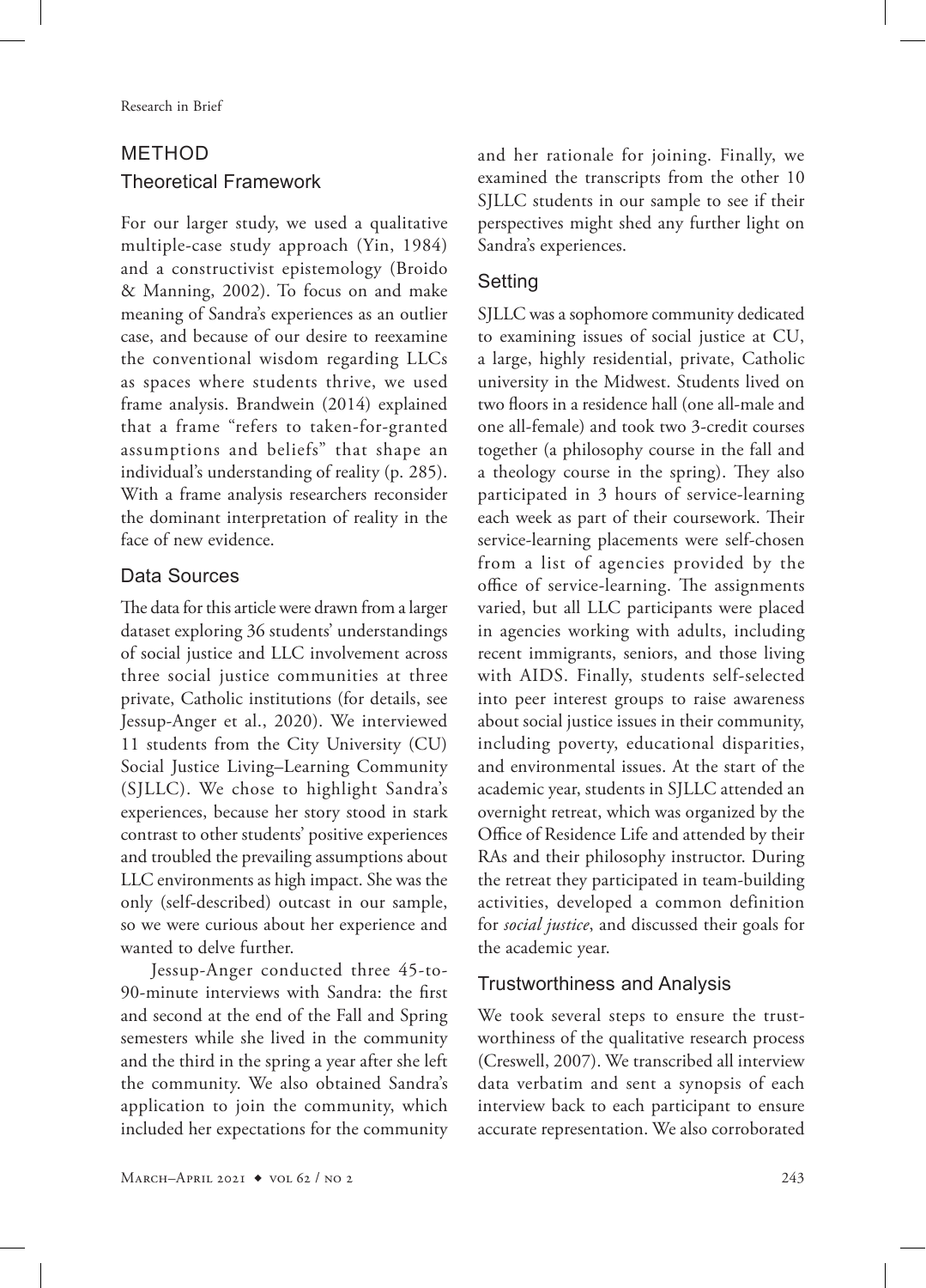## METHOD

### Theoretical Framework

For our larger study, we used a qualitative multiple-case study approach (Yin, 1984) and a constructivist epistemology (Broido & Manning, 2002). To focus on and make meaning of Sandra's experiences as an outlier case, and because of our desire to reexamine the conventional wisdom regarding LLCs as spaces where students thrive, we used frame analysis. Brandwein (2014) explained that a frame "refers to taken-for-granted assumptions and beliefs" that shape an individual's understanding of reality (p. 285). With a frame analysis researchers reconsider the dominant interpretation of reality in the face of new evidence.

### Data Sources

The data for this article were drawn from a larger dataset exploring 36 students' understandings of social justice and LLC involvement across three social justice communities at three private, Catholic institutions (for details, see Jessup-Anger et al., 2020). We interviewed 11 students from the City University (CU) Social Justice Living–Learning Community (SJLLC). We chose to highlight Sandra's experiences, because her story stood in stark contrast to other students' positive experiences and troubled the prevailing assumptions about LLC environments as high impact. She was the only (self-described) outcast in our sample, so we were curious about her experience and wanted to delve further.

Jessup-Anger conducted three 45-to-90-minute interviews with Sandra: the first and second at the end of the Fall and Spring semesters while she lived in the community and the third in the spring a year after she left the community. We also obtained Sandra's application to join the community, which included her expectations for the community and her rationale for joining. Finally, we examined the transcripts from the other 10 SJLLC students in our sample to see if their perspectives might shed any further light on Sandra's experiences.

### Setting

SJLLC was a sophomore community dedicated to examining issues of social justice at CU, a large, highly residential, private, Catholic university in the Midwest. Students lived on two floors in a residence hall (one all-male and one all-female) and took two 3-credit courses together (a philosophy course in the fall and a theology course in the spring). They also participated in 3 hours of service-learning each week as part of their coursework. Their service-learning placements were self-chosen from a list of agencies provided by the office of service-learning. The assignments varied, but all LLC participants were placed in agencies working with adults, including recent immigrants, seniors, and those living with AIDS. Finally, students self-selected into peer interest groups to raise awareness about social justice issues in their community, including poverty, educational disparities, and environmental issues. At the start of the academic year, students in SJLLC attended an overnight retreat, which was organized by the Office of Residence Life and attended by their RAs and their philosophy instructor. During the retreat they participated in team-building activities, developed a common definition for *social justice*, and discussed their goals for the academic year.

### Trustworthiness and Analysis

We took several steps to ensure the trustworthiness of the qualitative research process (Creswell, 2007). We transcribed all interview data verbatim and sent a synopsis of each interview back to each participant to ensure accurate representation. We also corroborated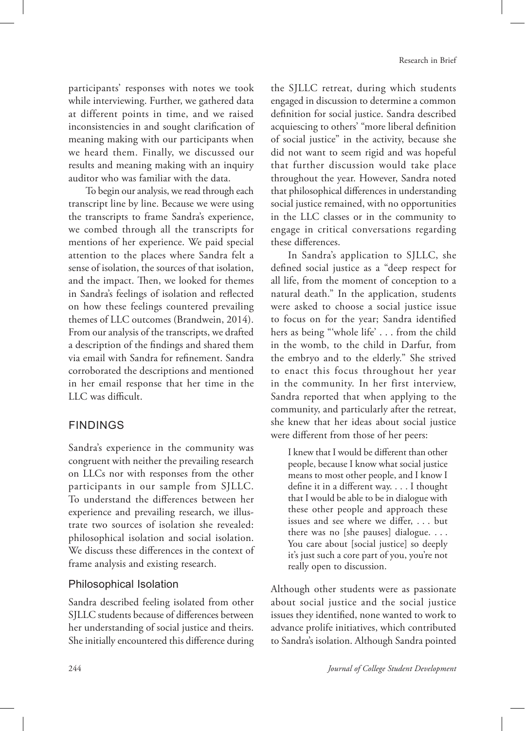participants' responses with notes we took while interviewing. Further, we gathered data at different points in time, and we raised inconsistencies in and sought clarification of meaning making with our participants when we heard them. Finally, we discussed our results and meaning making with an inquiry auditor who was familiar with the data.

To begin our analysis, we read through each transcript line by line. Because we were using the transcripts to frame Sandra's experience, we combed through all the transcripts for mentions of her experience. We paid special attention to the places where Sandra felt a sense of isolation, the sources of that isolation, and the impact. Then, we looked for themes in Sandra's feelings of isolation and reflected on how these feelings countered prevailing themes of LLC outcomes (Brandwein, 2014). From our analysis of the transcripts, we drafted a description of the findings and shared them via email with Sandra for refinement. Sandra corroborated the descriptions and mentioned in her email response that her time in the LLC was difficult.

## FINDINGS

Sandra's experience in the community was congruent with neither the prevailing research on LLCs nor with responses from the other participants in our sample from SJLLC. To understand the differences between her experience and prevailing research, we illustrate two sources of isolation she revealed: philosophical isolation and social isolation. We discuss these differences in the context of frame analysis and existing research.

### Philosophical Isolation

Sandra described feeling isolated from other SJLLC students because of differences between her understanding of social justice and theirs. She initially encountered this difference during the SJLLC retreat, during which students engaged in discussion to determine a common definition for social justice. Sandra described acquiescing to others' "more liberal definition of social justice" in the activity, because she did not want to seem rigid and was hopeful that further discussion would take place throughout the year. However, Sandra noted that philosophical differences in understanding social justice remained, with no opportunities in the LLC classes or in the community to engage in critical conversations regarding these differences.

In Sandra's application to SJLLC, she defined social justice as a "deep respect for all life, from the moment of conception to a natural death." In the application, students were asked to choose a social justice issue to focus on for the year; Sandra identified hers as being "'whole life' . . . from the child in the womb, to the child in Darfur, from the embryo and to the elderly." She strived to enact this focus throughout her year in the community. In her first interview, Sandra reported that when applying to the community, and particularly after the retreat, she knew that her ideas about social justice were different from those of her peers:

> I knew that I would be different than other people, because I know what social justice means to most other people, and I know I define it in a different way. . . . I thought that I would be able to be in dialogue with these other people and approach these issues and see where we differ, . . . but there was no [she pauses] dialogue. . . . You care about [social justice] so deeply it's just such a core part of you, you're not really open to discussion.

Although other students were as passionate about social justice and the social justice issues they identified, none wanted to work to advance prolife initiatives, which contributed to Sandra's isolation. Although Sandra pointed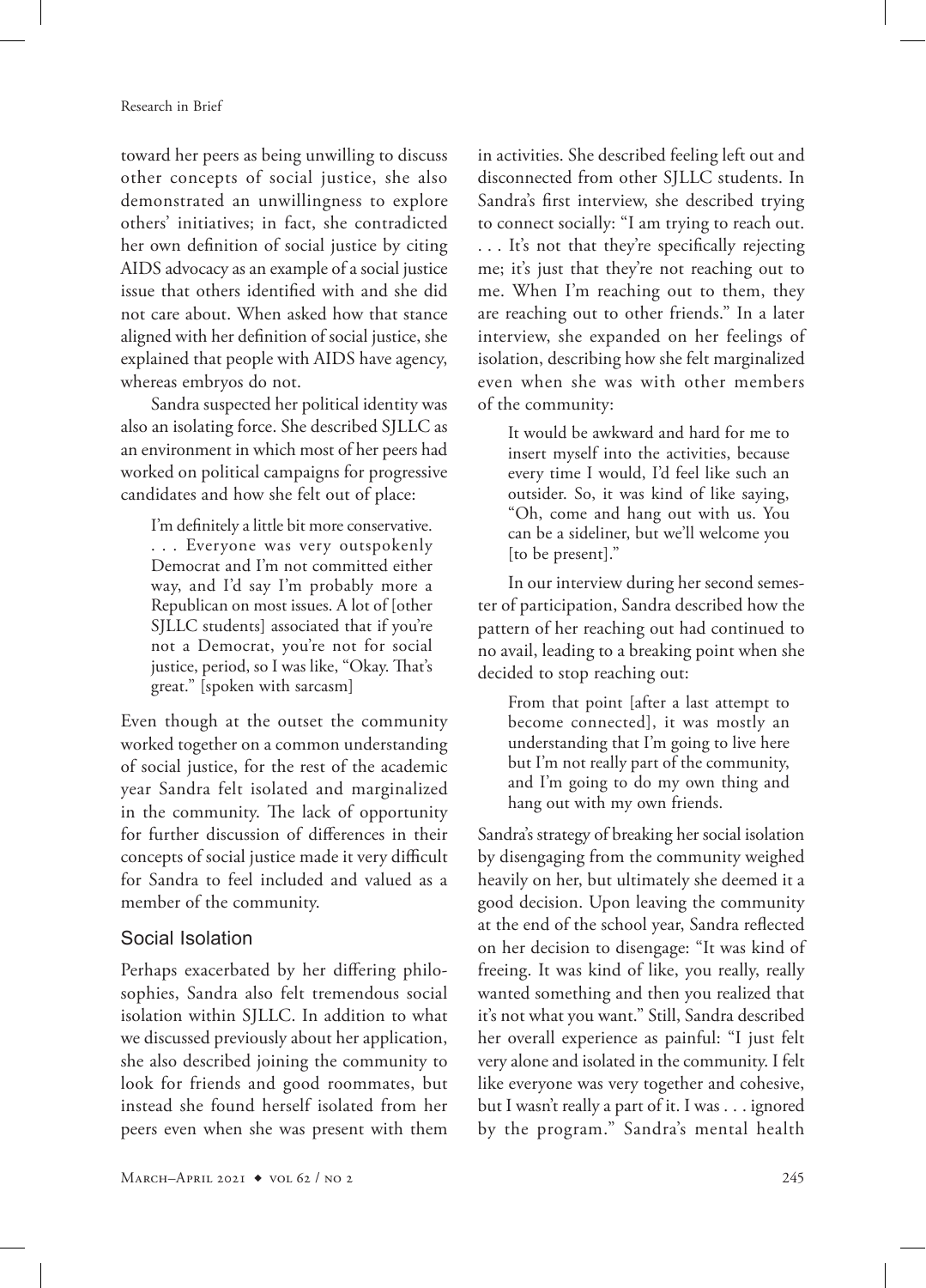toward her peers as being unwilling to discuss other concepts of social justice, she also demonstrated an unwillingness to explore others' initiatives; in fact, she contradicted her own definition of social justice by citing AIDS advocacy as an example of a social justice issue that others identified with and she did not care about. When asked how that stance aligned with her definition of social justice, she explained that people with AIDS have agency, whereas embryos do not.

Sandra suspected her political identity was also an isolating force. She described SJLLC as an environment in which most of her peers had worked on political campaigns for progressive candidates and how she felt out of place:

> I'm definitely a little bit more conservative. . . . Everyone was very outspokenly Democrat and I'm not committed either way, and I'd say I'm probably more a Republican on most issues. A lot of [other SJLLC students] associated that if you're not a Democrat, you're not for social justice, period, so I was like, "Okay. That's great." [spoken with sarcasm]

Even though at the outset the community worked together on a common understanding of social justice, for the rest of the academic year Sandra felt isolated and marginalized in the community. The lack of opportunity for further discussion of differences in their concepts of social justice made it very difficult for Sandra to feel included and valued as a member of the community.

## Social Isolation

Perhaps exacerbated by her differing philosophies, Sandra also felt tremendous social isolation within SJLLC. In addition to what we discussed previously about her application, she also described joining the community to look for friends and good roommates, but instead she found herself isolated from her peers even when she was present with them in activities. She described feeling left out and disconnected from other SJLLC students. In Sandra's first interview, she described trying to connect socially: "I am trying to reach out. . . . It's not that they're specifically rejecting me; it's just that they're not reaching out to me. When I'm reaching out to them, they are reaching out to other friends." In a later interview, she expanded on her feelings of isolation, describing how she felt marginalized even when she was with other members of the community:

> It would be awkward and hard for me to insert myself into the activities, because every time I would, I'd feel like such an outsider. So, it was kind of like saying, "Oh, come and hang out with us. You can be a sideliner, but we'll welcome you [to be present]."

In our interview during her second semester of participation, Sandra described how the pattern of her reaching out had continued to no avail, leading to a breaking point when she decided to stop reaching out:

> From that point [after a last attempt to become connected], it was mostly an understanding that I'm going to live here but I'm not really part of the community, and I'm going to do my own thing and hang out with my own friends.

Sandra's strategy of breaking her social isolation by disengaging from the community weighed heavily on her, but ultimately she deemed it a good decision. Upon leaving the community at the end of the school year, Sandra reflected on her decision to disengage: "It was kind of freeing. It was kind of like, you really, really wanted something and then you realized that it's not what you want." Still, Sandra described her overall experience as painful: "I just felt very alone and isolated in the community. I felt like everyone was very together and cohesive, but I wasn't really a part of it. I was . . . ignored by the program." Sandra's mental health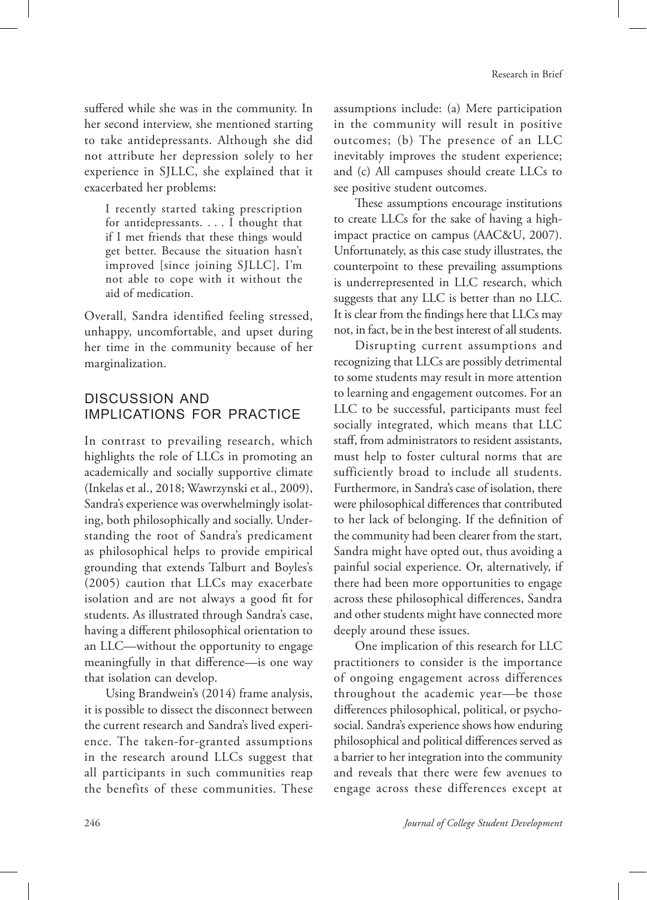suffered while she was in the community. In her second interview, she mentioned starting to take antidepressants. Although she did not attribute her depression solely to her experience in SJLLC, she explained that it exacerbated her problems:

> I recently started taking prescription for antidepressants. . . . I thought that if I met friends that these things would get better. Because the situation hasn't improved [since joining SJLLC], I'm not able to cope with it without the aid of medication.

Overall, Sandra identified feeling stressed, unhappy, uncomfortable, and upset during her time in the community because of her marginalization.

## DISCUSSION AND IMPLICATIONS FOR PRACTICE

In contrast to prevailing research, which highlights the role of LLCs in promoting an academically and socially supportive climate (Inkelas et al., 2018; Wawrzynski et al., 2009), Sandra's experience was overwhelmingly isolating, both philosophically and socially. Understanding the root of Sandra's predicament as philosophical helps to provide empirical grounding that extends Talburt and Boyles's (2005) caution that LLCs may exacerbate isolation and are not always a good fit for students. As illustrated through Sandra's case, having a different philosophical orientation to an LLC—without the opportunity to engage meaningfully in that difference—is one way that isolation can develop.

Using Brandwein's (2014) frame analysis, it is possible to dissect the disconnect between the current research and Sandra's lived experience. The taken-for-granted assumptions in the research around LLCs suggest that all participants in such communities reap the benefits of these communities. These assumptions include: (a) Mere participation in the community will result in positive outcomes; (b) The presence of an LLC inevitably improves the student experience; and (c) All campuses should create LLCs to see positive student outcomes.

These assumptions encourage institutions to create LLCs for the sake of having a high-impact practice on campus (AAC&U, 2007). Unfortunately, as this case study illustrates, the counterpoint to these prevailing assumptions is underrepresented in LLC research, which suggests that any LLC is better than no LLC. It is clear from the findings here that LLCs may not, in fact, be in the best interest of all students.

Disrupting current assumptions and recognizing that LLCs are possibly detrimental to some students may result in more attention to learning and engagement outcomes. For an LLC to be successful, participants must feel socially integrated, which means that LLC staff, from administrators to resident assistants, must help to foster cultural norms that are sufficiently broad to include all students. Furthermore, in Sandra's case of isolation, there were philosophical differences that contributed to her lack of belonging. If the definition of the community had been clearer from the start, Sandra might have opted out, thus avoiding a painful social experience. Or, alternatively, if there had been more opportunities to engage across these philosophical differences, Sandra and other students might have connected more deeply around these issues.

One implication of this research for LLC practitioners to consider is the importance of ongoing engagement across differences throughout the academic year—be those differences philosophical, political, or psychosocial. Sandra's experience shows how enduring philosophical and political differences served as a barrier to her integration into the community and reveals that there were few avenues to engage across these differences except at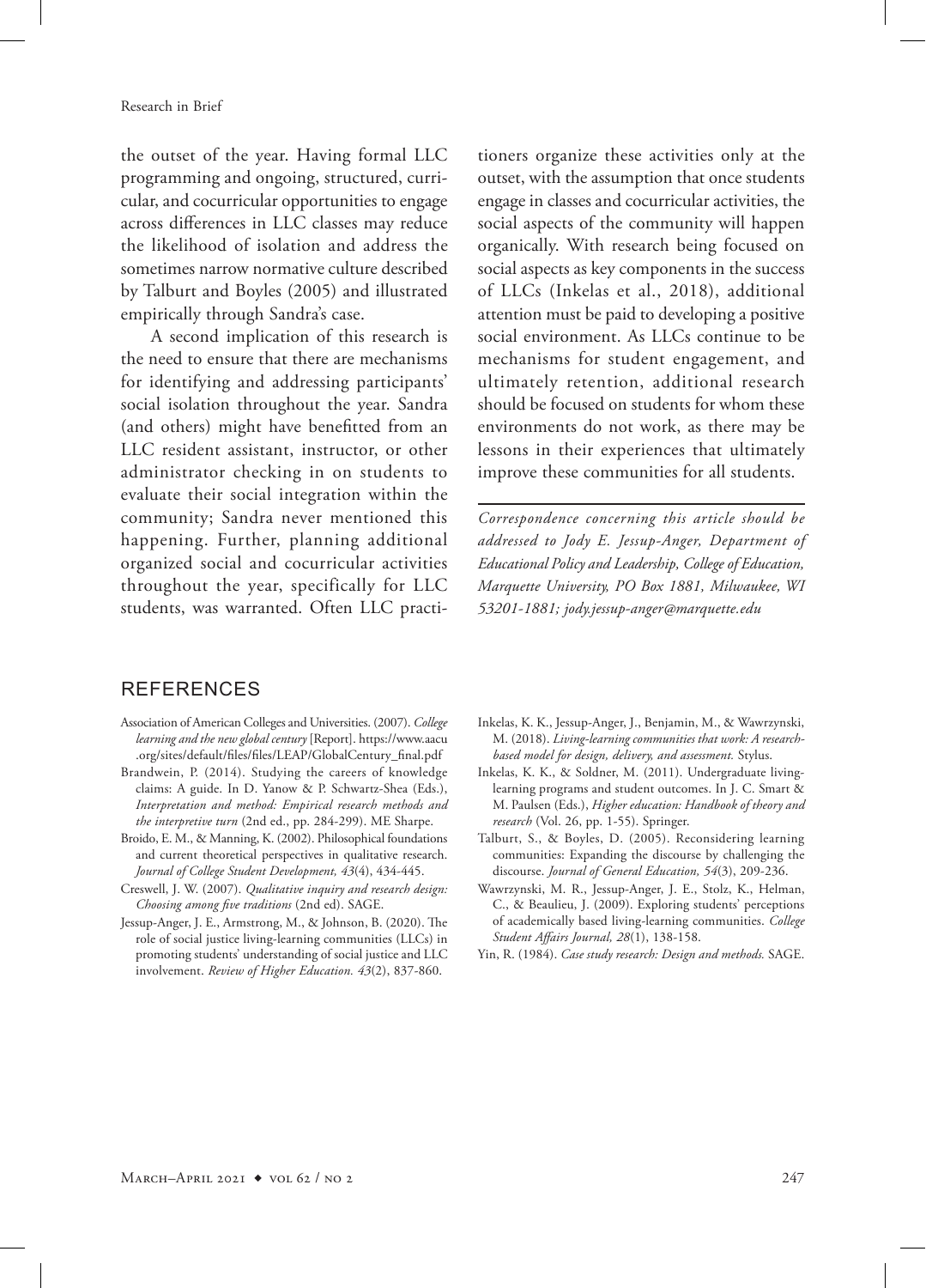the outset of the year. Having formal LLC programming and ongoing, structured, curricular, and cocurricular opportunities to engage across differences in LLC classes may reduce the likelihood of isolation and address the sometimes narrow normative culture described by Talburt and Boyles (2005) and illustrated empirically through Sandra's case.

A second implication of this research is the need to ensure that there are mechanisms for identifying and addressing participants' social isolation throughout the year. Sandra (and others) might have benefitted from an LLC resident assistant, instructor, or other administrator checking in on students to evaluate their social integration within the community; Sandra never mentioned this happening. Further, planning additional organized social and cocurricular activities throughout the year, specifically for LLC students, was warranted. Often LLC practitioners organize these activities only at the outset, with the assumption that once students engage in classes and cocurricular activities, the social aspects of the community will happen organically. With research being focused on social aspects as key components in the success of LLCs (Inkelas et al., 2018), additional attention must be paid to developing a positive social environment. As LLCs continue to be mechanisms for student engagement, and ultimately retention, additional research should be focused on students for whom these environments do not work, as there may be lessons in their experiences that ultimately improve these communities for all students.

*Correspondence concerning this article should be addressed to Jody E. Jessup-Anger, Department of Educational Policy and Leadership, College of Education, Marquette University, PO Box 1881, Milwaukee, WI 53201-1881; jody.jessup-anger@marquette.edu*

## REFERENCES

Association of American Colleges and Universities. (2007). *College learning and the new global century* [Report]. https://www.aacu.org/sites/default/files/files/LEAP/GlobalCentury_final.pdf

Brandwein, P. (2014). Studying the careers of knowledge claims: A guide. In D. Yanow & P. Schwartz-Shea (Eds.), *Interpretation and method: Empirical research methods and the interpretive turn* (2nd ed., pp. 284-299). ME Sharpe.

Broido, E. M., & Manning, K. (2002). Philosophical foundations and current theoretical perspectives in qualitative research. *Journal of College Student Development, 43*(4), 434-445.

Creswell, J. W. (2007). *Qualitative inquiry and research design: Choosing among five traditions* (2nd ed). SAGE.

Jessup-Anger, J. E., Armstrong, M., & Johnson, B. (2020). The role of social justice living-learning communities (LLCs) in promoting students' understanding of social justice and LLC involvement. *Review of Higher Education. 43*(2), 837-860.

Inkelas, K. K., Jessup-Anger, J., Benjamin, M., & Wawrzynski, M. (2018). *Living-learning communities that work: A research-based model for design, delivery, and assessment.* Stylus.

Inkelas, K. K., & Soldner, M. (2011). Undergraduate living-learning programs and student outcomes. In J. C. Smart & M. Paulsen (Eds.), *Higher education: Handbook of theory and research* (Vol. 26, pp. 1-55). Springer.

Talburt, S., & Boyles, D. (2005). Reconsidering learning communities: Expanding the discourse by challenging the discourse. *Journal of General Education, 54*(3), 209-236.

Wawrzynski, M. R., Jessup-Anger, J. E., Stolz, K., Helman, C., & Beaulieu, J. (2009). Exploring students' perceptions of academically based living-learning communities. *College Student Affairs Journal, 28*(1), 138-158.

Yin, R. (1984). *Case study research: Design and methods.* SAGE.